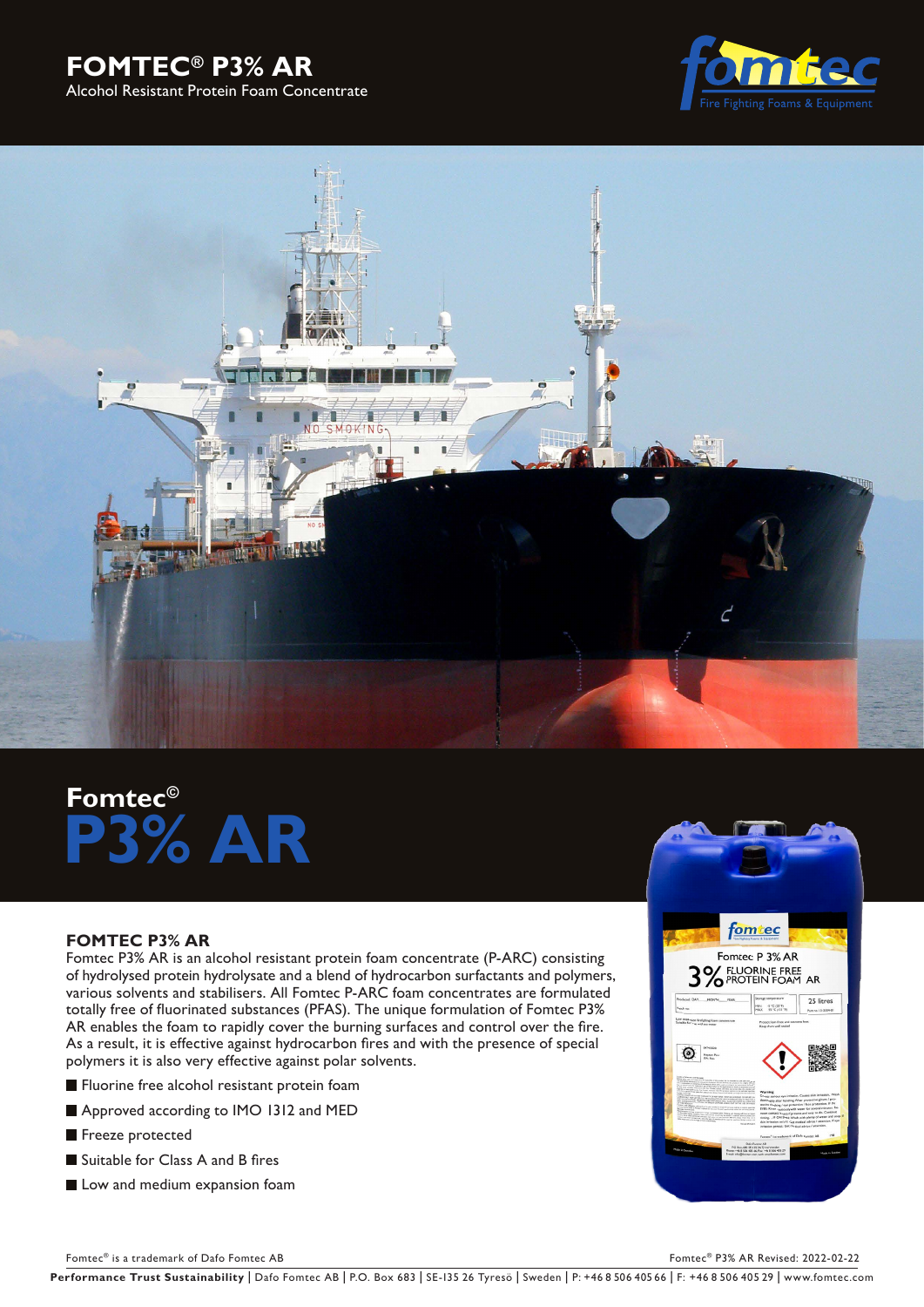# FOMTEC® P3% AR

Alcohol Resistant Protein Foam Concentrate

Fomtec©

# P3% AR

## FOMTEC P3% AR

Fomtec P3% AR is an alcohol resistant protein foam concentrate (P-ARC) consisting of hydrolysed protein hydrolysate and a blend of hydrocarbon surfactants and polymers, various solvents and stabilisers. All Fomtec P-ARC foam concentrates are formulated totally free of fluorinated substances (PFAS). The unique formulation of Fomtec P3% AR enables the foam to rapidly cover the burning surfaces and control over the fire. As a result, it is effective against hydrocarbon fires and with the presence of special polymers it is also very effective against polar solvents.

- Fluorine free alcohol resistant protein foam
- Approved according to IMO 1312 and MED
- Freeze protected
- Suitable for Class A and B fires
- Low and medium expansion foam

Fomtec® is a trademark of Dafo Fomtec AB

Fomtec® P3% AR Revised: 2022-02-22

**Performance Trust Sustainability** | Dafo Fomtec AB | P.O. Box 683 | SE-135 26 Tyresö | Sweden | P: +46 8 506 405 66 | F: +46 8 506 405 29 | www.fomtec.com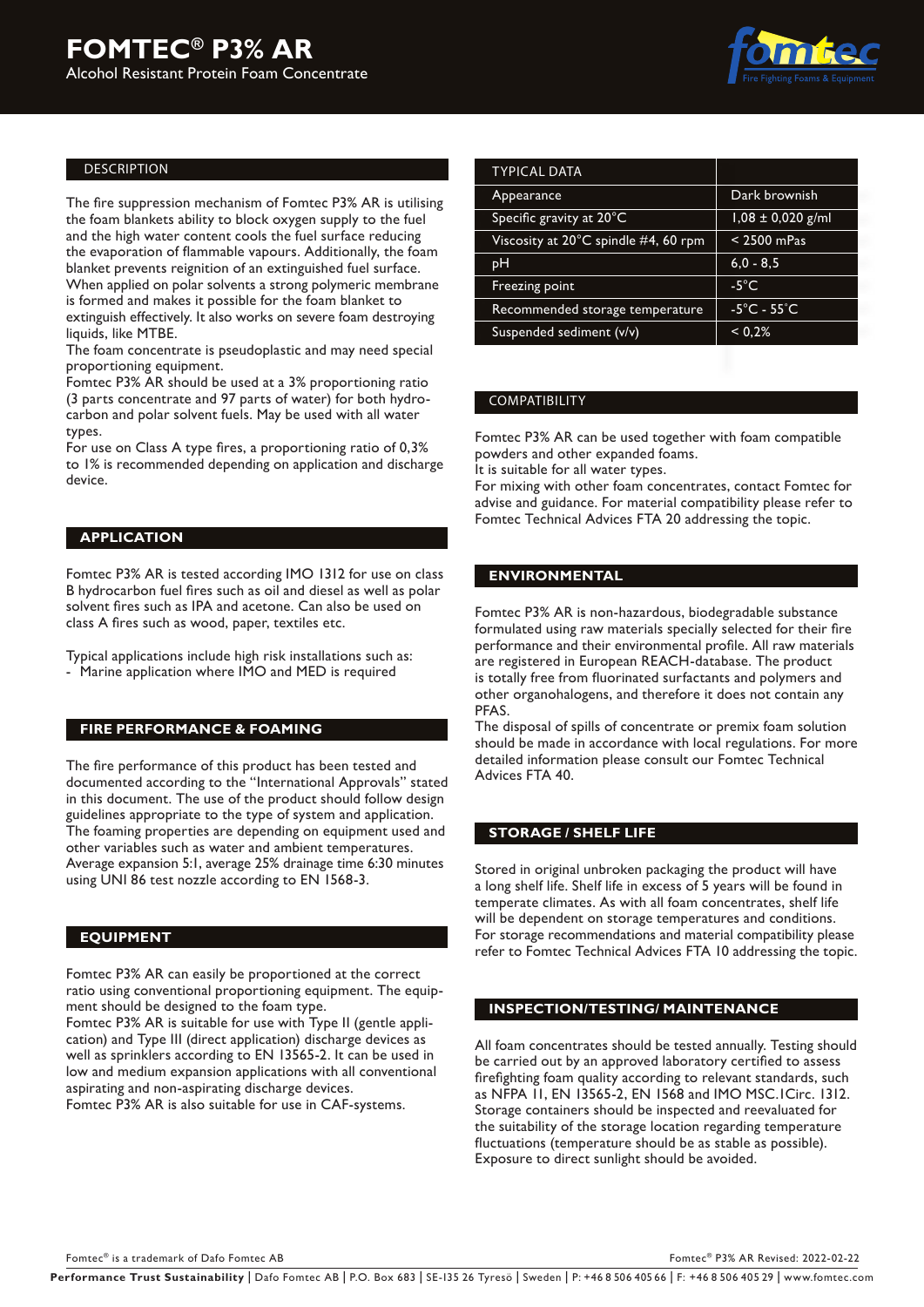# FOMTEC® P3% AR

Alcohol Resistant Protein Foam Concentrate

## DESCRIPTION

The fire suppression mechanism of Fomtec P3% AR is utilising the foam blankets ability to block oxygen supply to the fuel and the high water content cools the fuel surface reducing the evaporation of flammable vapours. Additionally, the foam blanket prevents reignition of an extinguished fuel surface. When applied on polar solvents a strong polymeric membrane is formed and makes it possible for the foam blanket to extinguish effectively. It also works on severe foam destroying liquids, like MTBE.
The foam concentrate is pseudoplastic and may need special proportioning equipment.
Fomtec P3% AR should be used at a 3% proportioning ratio (3 parts concentrate and 97 parts of water) for both hydrocarbon and polar solvent fuels. May be used with all water types.
For use on Class A type fires, a proportioning ratio of 0,3% to 1% is recommended depending on application and discharge device.

## APPLICATION

Fomtec P3% AR is tested according IMO 1312 for use on class B hydrocarbon fuel fires such as oil and diesel as well as polar solvent fires such as IPA and acetone. Can also be used on class A fires such as wood, paper, textiles etc.

Typical applications include high risk installations such as:

- Marine application where IMO and MED is required

## FIRE PERFORMANCE & FOAMING

The fire performance of this product has been tested and documented according to the "International Approvals" stated in this document. The use of the product should follow design guidelines appropriate to the type of system and application. The foaming properties are depending on equipment used and other variables such as water and ambient temperatures. Average expansion 5:1, average 25% drainage time 6:30 minutes using UNI 86 test nozzle according to EN 1568-3.

## EQUIPMENT

Fomtec P3% AR can easily be proportioned at the correct ratio using conventional proportioning equipment. The equipment should be designed to the foam type.
Fomtec P3% AR is suitable for use with Type II (gentle application) and Type III (direct application) discharge devices as well as sprinklers according to EN 13565-2. It can be used in low and medium expansion applications with all conventional aspirating and non-aspirating discharge devices.
Fomtec P3% AR is also suitable for use in CAF-systems.

## TYPICAL DATA

| TYPICAL DATA | |
|---|---|
| Appearance | Dark brownish |
| Specific gravity at 20°C | 1,08 ± 0,020 g/ml |
| Viscosity at 20°C spindle #4, 60 rpm | < 2500 mPas |
| pH | 6,0 - 8,5 |
| Freezing point | -5°C |
| Recommended storage temperature | -5°C - 55°C |
| Suspended sediment (v/v) | < 0,2% |

## COMPATIBILITY

Fomtec P3% AR can be used together with foam compatible powders and other expanded foams.
It is suitable for all water types.
For mixing with other foam concentrates, contact Fomtec for advise and guidance. For material compatibility please refer to Fomtec Technical Advices FTA 20 addressing the topic.

## ENVIRONMENTAL

Fomtec P3% AR is non-hazardous, biodegradable substance formulated using raw materials specially selected for their fire performance and their environmental profile. All raw materials are registered in European REACH-database. The product is totally free from fluorinated surfactants and polymers and other organohalogens, and therefore it does not contain any PFAS.
The disposal of spills of concentrate or premix foam solution should be made in accordance with local regulations. For more detailed information please consult our Fomtec Technical Advices FTA 40.

## STORAGE / SHELF LIFE

Stored in original unbroken packaging the product will have a long shelf life. Shelf life in excess of 5 years will be found in temperate climates. As with all foam concentrates, shelf life will be dependent on storage temperatures and conditions. For storage recommendations and material compatibility please refer to Fomtec Technical Advices FTA 10 addressing the topic.

## INSPECTION/TESTING/ MAINTENANCE

All foam concentrates should be tested annually. Testing should be carried out by an approved laboratory certified to assess firefighting foam quality according to relevant standards, such as NFPA 11, EN 13565-2, EN 1568 and IMO MSC.1Circ. 1312. Storage containers should be inspected and reevaluated for the suitability of the storage location regarding temperature fluctuations (temperature should be as stable as possible). Exposure to direct sunlight should be avoided.

Fomtec® is a trademark of Dafo Fomtec AB

Fomtec® P3% AR Revised: 2022-02-22

**Performance Trust Sustainability** | Dafo Fomtec AB | P.O. Box 683 | SE-135 26 Tyresö | Sweden | P: +46 8 506 405 66 | F: +46 8 506 405 29 | www.fomtec.com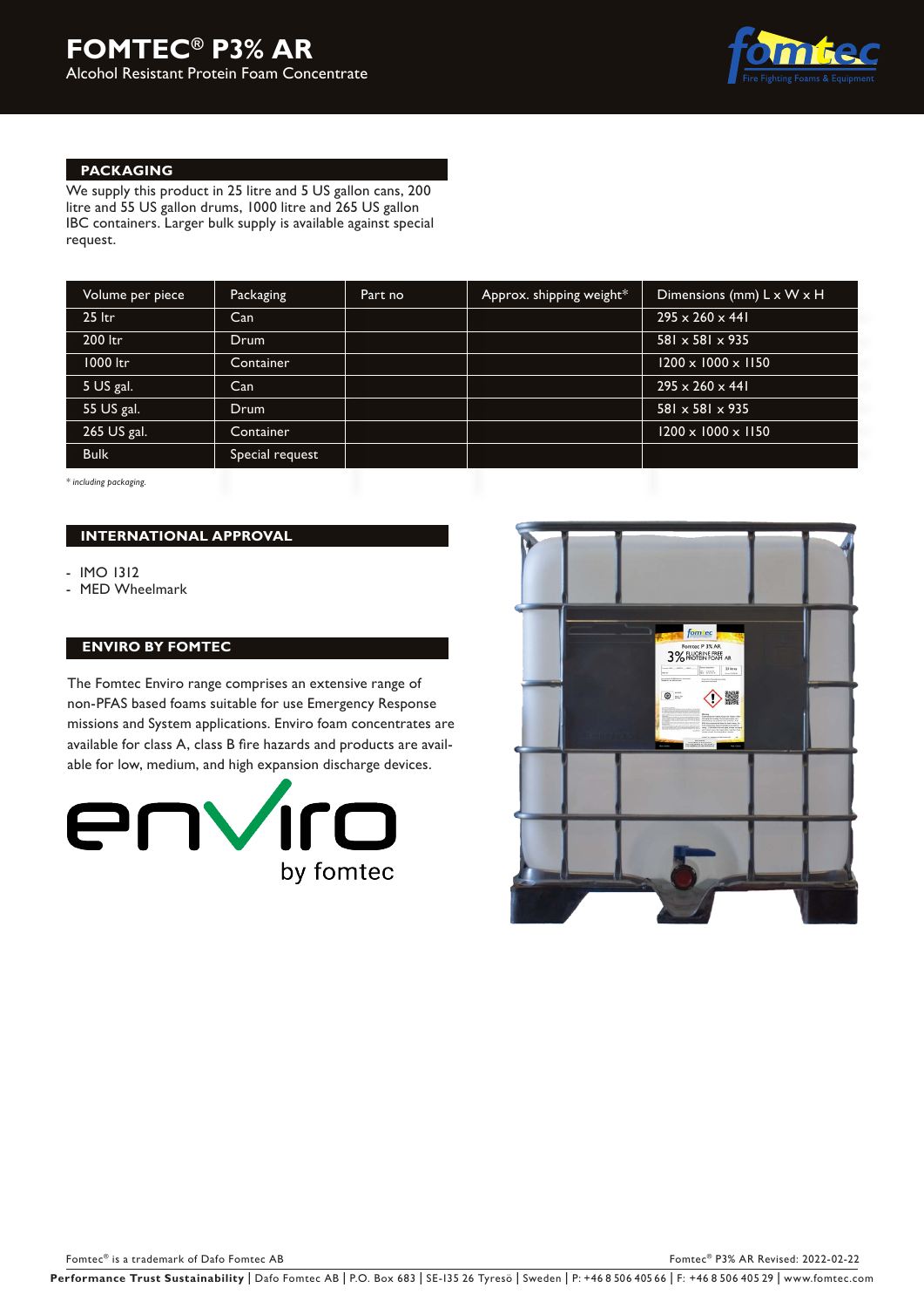# FOMTEC® P3% AR

Alcohol Resistant Protein Foam Concentrate

## PACKAGING

We supply this product in 25 litre and 5 US gallon cans, 200 litre and 55 US gallon drums, 1000 litre and 265 US gallon IBC containers. Larger bulk supply is available against special request.

| Volume per piece | Packaging | Part no | Approx. shipping weight* | Dimensions (mm) L x W x H |
|---|---|---|---|---|
| 25 ltr | Can | | | 295 x 260 x 441 |
| 200 ltr | Drum | | | 581 x 581 x 935 |
| 1000 ltr | Container | | | 1200 x 1000 x 1150 |
| 5 US gal. | Can | | | 295 x 260 x 441 |
| 55 US gal. | Drum | | | 581 x 581 x 935 |
| 265 US gal. | Container | | | 1200 x 1000 x 1150 |
| Bulk | Special request | | | |

*\* including packaging.*

## INTERNATIONAL APPROVAL

- IMO 1312
- MED Wheelmark

## ENVIRO BY FOMTEC

The Fomtec Enviro range comprises an extensive range of non-PFAS based foams suitable for use Emergency Response missions and System applications. Enviro foam concentrates are available for class A, class B fire hazards and products are available for low, medium, and high expansion discharge devices.

Fomtec® is a trademark of Dafo Fomtec AB

Fomtec® P3% AR Revised: 2022-02-22

**Performance Trust Sustainability** | Dafo Fomtec AB | P.O. Box 683 | SE-135 26 Tyresö | Sweden | P: +46 8 506 405 66 | F: +46 8 506 405 29 | www.fomtec.com